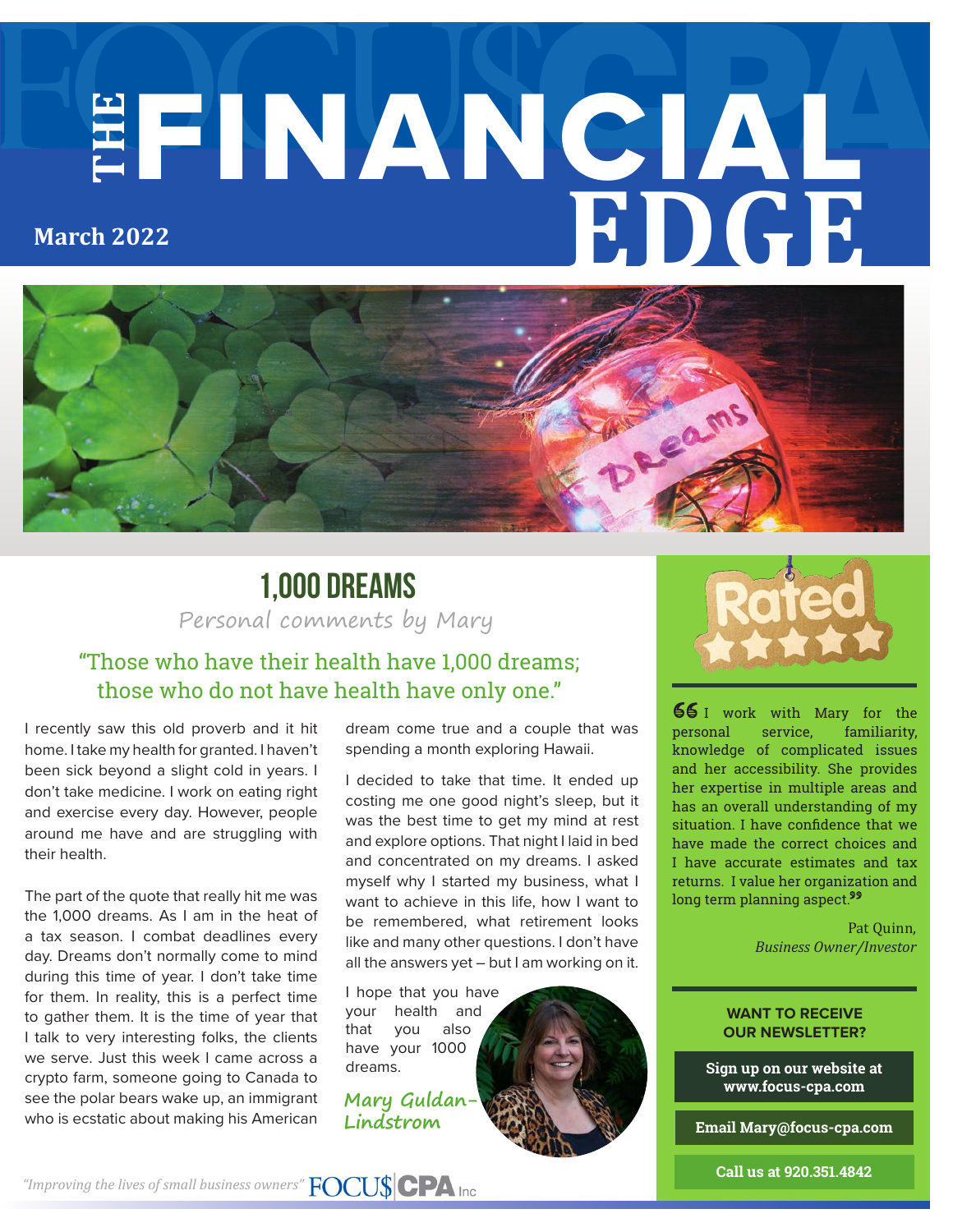# THE FINANCIAL EDGE

**March 2022**

## 1,000 DREAMS

*Personal comments by Mary*

### "Those who have their health have 1,000 dreams; those who do not have health have only one."

I recently saw this old proverb and it hit home. I take my health for granted. I haven't been sick beyond a slight cold in years. I don't take medicine. I work on eating right and exercise every day. However, people around me have and are struggling with their health.

The part of the quote that really hit me was the 1,000 dreams. As I am in the heat of a tax season. I combat deadlines every day. Dreams don't normally come to mind during this time of year. I don't take time for them. In reality, this is a perfect time to gather them. It is the time of year that I talk to very interesting folks, the clients we serve. Just this week I came across a crypto farm, someone going to Canada to see the polar bears wake up, an immigrant who is ecstatic about making his American dream come true and a couple that was spending a month exploring Hawaii.

I decided to take that time. It ended up costing me one good night's sleep, but it was the best time to get my mind at rest and explore options. That night I laid in bed and concentrated on my dreams. I asked myself why I started my business, what I want to achieve in this life, how I want to be remembered, what retirement looks like and many other questions. I don't have all the answers yet – but I am working on it.

I hope that you have your health and that you also have your 1000 dreams.

*Mary Guldan-Lindstrom*

---

**Rated ★★★★★**

"I work with Mary for the personal service, familiarity, knowledge of complicated issues and her accessibility. She provides her expertise in multiple areas and has an overall understanding of my situation. I have confidence that we have made the correct choices and I have accurate estimates and tax returns. I value her organization and long term planning aspect."

Pat Quinn,
*Business Owner/Investor*

**WANT TO RECEIVE OUR NEWSLETTER?**

**Sign up on our website at www.focus-cpa.com**

**Email Mary@focus-cpa.com**

**Call us at 920.351.4842**

*"Improving the lives of small business owners"* FOCU$ CPA Inc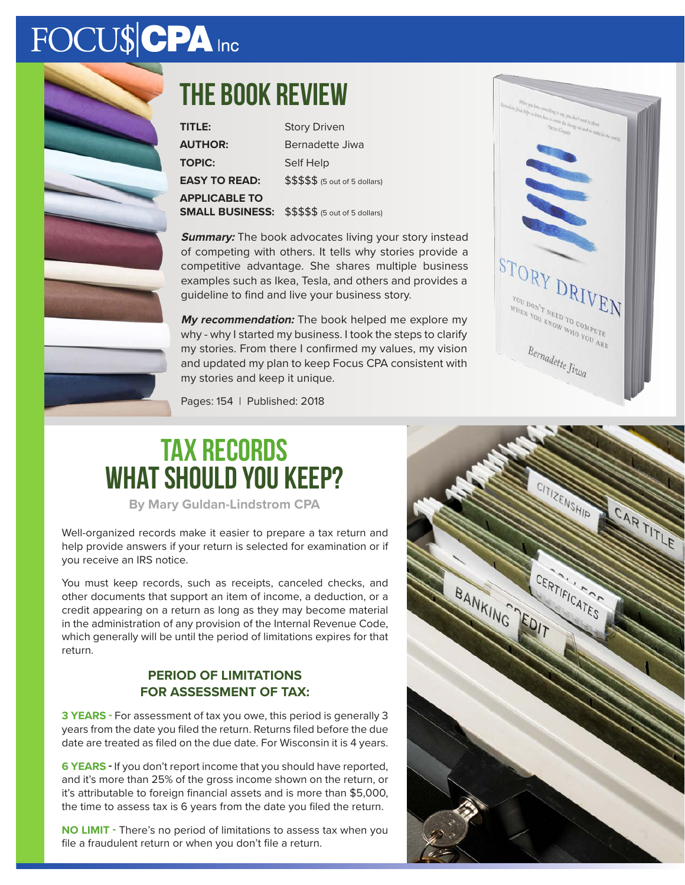# THE BOOK REVIEW

| | |
|---|---|
| **TITLE:** | Story Driven |
| **AUTHOR:** | Bernadette Jiwa |
| **TOPIC:** | Self Help |
| **EASY TO READ:** | $$$$$ (5 out of 5 dollars) |
| **APPLICABLE TO SMALL BUSINESS:** | $$$$$ (5 out of 5 dollars) |

***Summary:*** The book advocates living your story instead of competing with others. It tells why stories provide a competitive advantage. She shares multiple business examples such as Ikea, Tesla, and others and provides a guideline to find and live your business story.

***My recommendation:*** The book helped me explore my why - why I started my business. I took the steps to clarify my stories. From there I confirmed my values, my vision and updated my plan to keep Focus CPA consistent with my stories and keep it unique.

Pages: 154 | Published: 2018

# TAX RECORDS WHAT SHOULD YOU KEEP?

**By Mary Guldan-Lindstrom CPA**

Well-organized records make it easier to prepare a tax return and help provide answers if your return is selected for examination or if you receive an IRS notice.

You must keep records, such as receipts, canceled checks, and other documents that support an item of income, a deduction, or a credit appearing on a return as long as they may become material in the administration of any provision of the Internal Revenue Code, which generally will be until the period of limitations expires for that return.

### PERIOD OF LIMITATIONS FOR ASSESSMENT OF TAX:

**3 YEARS -** For assessment of tax you owe, this period is generally 3 years from the date you filed the return. Returns filed before the due date are treated as filed on the due date. For Wisconsin it is 4 years.

**6 YEARS -** If you don't report income that you should have reported, and it's more than 25% of the gross income shown on the return, or it's attributable to foreign financial assets and is more than $5,000, the time to assess tax is 6 years from the date you filed the return.

**NO LIMIT -** There's no period of limitations to assess tax when you file a fraudulent return or when you don't file a return.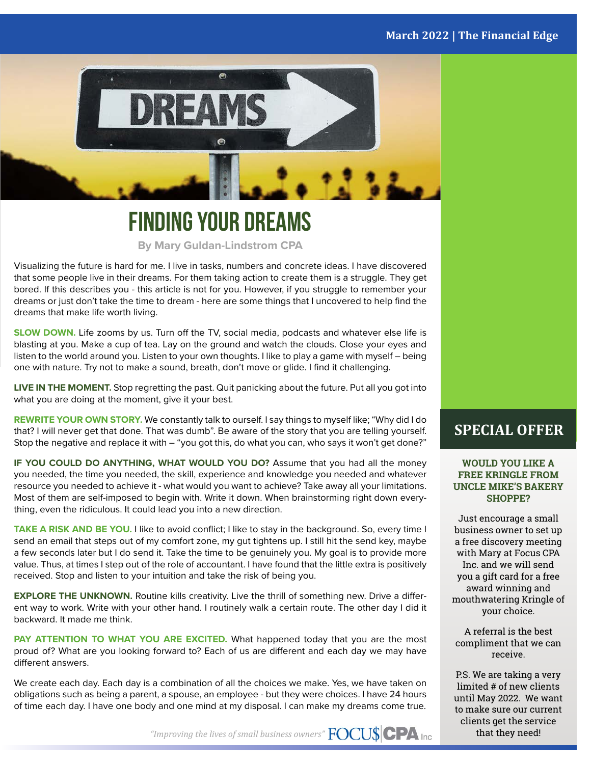# FINDING YOUR DREAMS

**By Mary Guldan-Lindstrom CPA**

Visualizing the future is hard for me. I live in tasks, numbers and concrete ideas. I have discovered that some people live in their dreams. For them taking action to create them is a struggle. They get bored. If this describes you - this article is not for you. However, if you struggle to remember your dreams or just don't take the time to dream - here are some things that I uncovered to help find the dreams that make life worth living.

**SLOW DOWN.** Life zooms by us. Turn off the TV, social media, podcasts and whatever else life is blasting at you. Make a cup of tea. Lay on the ground and watch the clouds. Close your eyes and listen to the world around you. Listen to your own thoughts. I like to play a game with myself – being one with nature. Try not to make a sound, breath, don't move or glide. I find it challenging.

**LIVE IN THE MOMENT.** Stop regretting the past. Quit panicking about the future. Put all you got into what you are doing at the moment, give it your best.

**REWRITE YOUR OWN STORY.** We constantly talk to ourself. I say things to myself like; "Why did I do that? I will never get that done. That was dumb". Be aware of the story that you are telling yourself. Stop the negative and replace it with – "you got this, do what you can, who says it won't get done?"

**IF YOU COULD DO ANYTHING, WHAT WOULD YOU DO?** Assume that you had all the money you needed, the time you needed, the skill, experience and knowledge you needed and whatever resource you needed to achieve it - what would you want to achieve? Take away all your limitations. Most of them are self-imposed to begin with. Write it down. When brainstorming right down everything, even the ridiculous. It could lead you into a new direction.

**TAKE A RISK AND BE YOU.** I like to avoid conflict; I like to stay in the background. So, every time I send an email that steps out of my comfort zone, my gut tightens up. I still hit the send key, maybe a few seconds later but I do send it. Take the time to be genuinely you. My goal is to provide more value. Thus, at times I step out of the role of accountant. I have found that the little extra is positively received. Stop and listen to your intuition and take the risk of being you.

**EXPLORE THE UNKNOWN.** Routine kills creativity. Live the thrill of something new. Drive a different way to work. Write with your other hand. I routinely walk a certain route. The other day I did it backward. It made me think.

**PAY ATTENTION TO WHAT YOU ARE EXCITED.** What happened today that you are the most proud of? What are you looking forward to? Each of us are different and each day we may have different answers.

We create each day. Each day is a combination of all the choices we make. Yes, we have taken on obligations such as being a parent, a spouse, an employee - but they were choices. I have 24 hours of time each day. I have one body and one mind at my disposal. I can make my dreams come true.

## SPECIAL OFFER

**WOULD YOU LIKE A FREE KRINGLE FROM UNCLE MIKE'S BAKERY SHOPPE?**

Just encourage a small business owner to set up a free discovery meeting with Mary at Focus CPA Inc. and we will send you a gift card for a free award winning and mouthwatering Kringle of your choice.

A referral is the best compliment that we can receive.

P.S. We are taking a very limited # of new clients until May 2022. We want to make sure our current clients get the service that they need!

*"Improving the lives of small business owners"* FOCU$ CPA Inc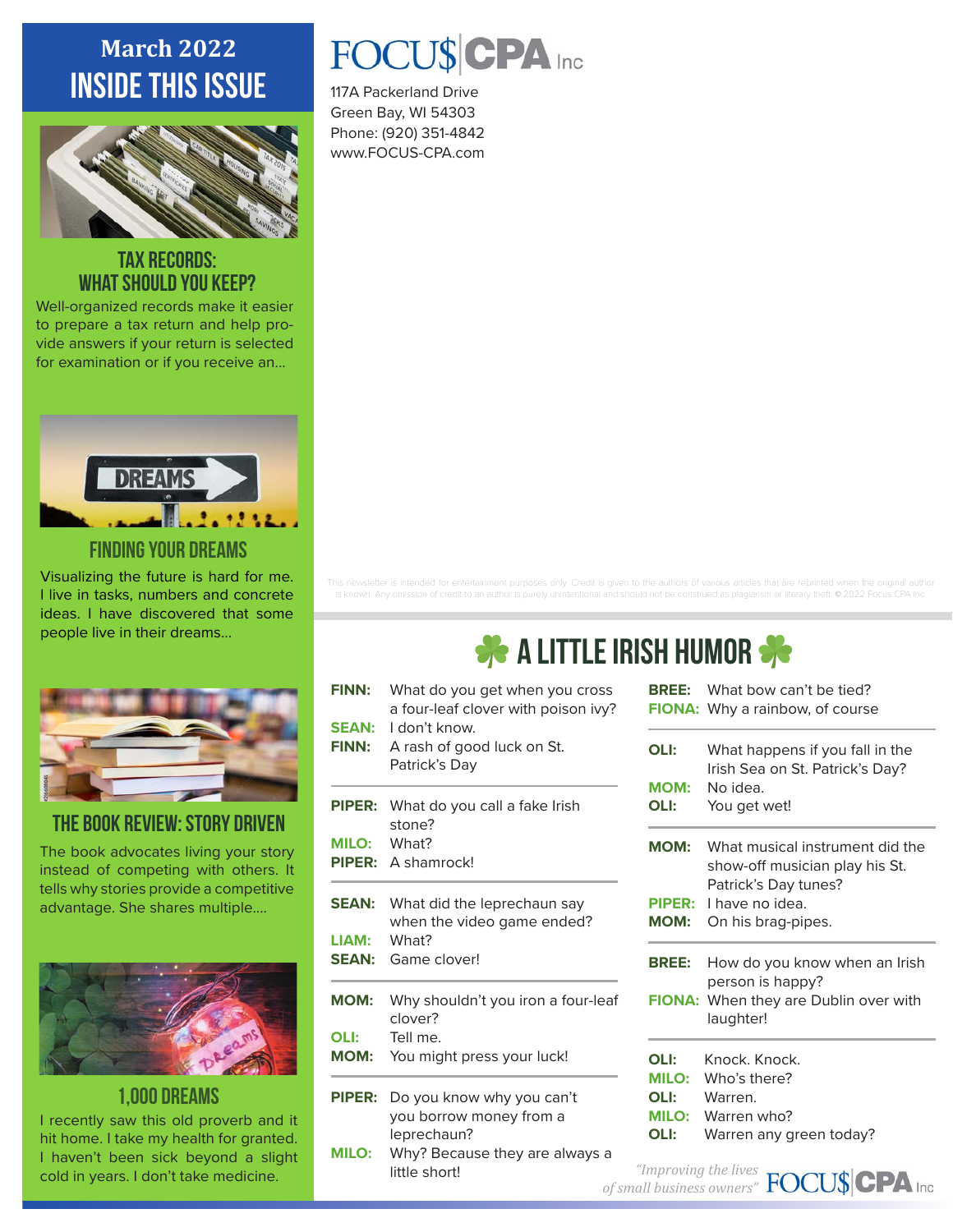## March 2022

# INSIDE THIS ISSUE

### TAX RECORDS: WHAT SHOULD YOU KEEP?

Well-organized records make it easier to prepare a tax return and help provide answers if your return is selected for examination or if you receive an...

### FINDING YOUR DREAMS

Visualizing the future is hard for me. I live in tasks, numbers and concrete ideas. I have discovered that some people live in their dreams...

### THE BOOK REVIEW: STORY DRIVEN

The book advocates living your story instead of competing with others. It tells why stories provide a competitive advantage. She shares multiple....

### 1,000 DREAMS

I recently saw this old proverb and it hit home. I take my health for granted. I haven't been sick beyond a slight cold in years. I don't take medicine.

**FOCU$ CPA Inc**

117A Packerland Drive
Green Bay, WI 54303
Phone: (920) 351-4842
www.FOCUS-CPA.com

This newsletter is intended for entertainment purposes only. Credit is given to the authors of various articles that are reprinted when the original author is known. Any omission of credit to an author is purely unintentional and should not be construed as plagiarism or literary theft. © 2022 Focus CPA Inc.

# A LITTLE IRISH HUMOR

**FINN:** What do you get when you cross a four-leaf clover with poison ivy?
**SEAN:** I don't know.
**FINN:** A rash of good luck on St. Patrick's Day

---

**PIPER:** What do you call a fake Irish stone?
**MILO:** What?
**PIPER:** A shamrock!

---

**SEAN:** What did the leprechaun say when the video game ended?
**LIAM:** What?
**SEAN:** Game clover!

---

**MOM:** Why shouldn't you iron a four-leaf clover?
**OLI:** Tell me.
**MOM:** You might press your luck!

---

**PIPER:** Do you know why you can't you borrow money from a leprechaun?
**MILO:** Why? Because they are always a little short!

---

**BREE:** What bow can't be tied?
**FIONA:** Why a rainbow, of course

---

**OLI:** What happens if you fall in the Irish Sea on St. Patrick's Day?
**MOM:** No idea.
**OLI:** You get wet!

---

**MOM:** What musical instrument did the show-off musician play his St. Patrick's Day tunes?
**PIPER:** I have no idea.
**MOM:** On his brag-pipes.

---

**BREE:** How do you know when an Irish person is happy?
**FIONA:** When they are Dublin over with laughter!

---

**OLI:** Knock. Knock.
**MILO:** Who's there?
**OLI:** Warren.
**MILO:** Warren who?
**OLI:** Warren any green today?

*"Improving the lives of small business owners"* **FOCU$ CPA Inc**